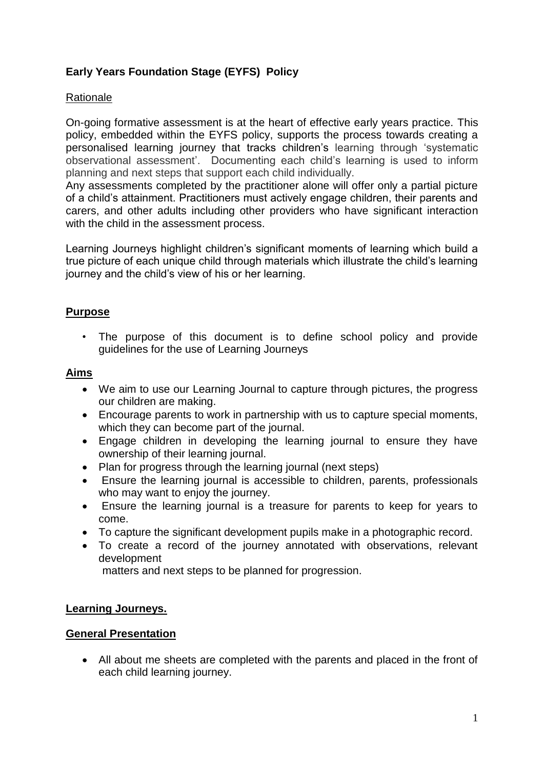**Early Years Foundation Stage (EYFS) Policy**

Rationale

On-going formative assessment is at the heart of effective early years practice. This policy, embedded within the EYFS policy, supports the process towards creating a personalised learning journey that tracks children's learning through 'systematic observational assessment'. Documenting each child's learning is used to inform planning and next steps that support each child individually.
Any assessments completed by the practitioner alone will offer only a partial picture of a child's attainment. Practitioners must actively engage children, their parents and carers, and other adults including other providers who have significant interaction with the child in the assessment process.

Learning Journeys highlight children's significant moments of learning which build a true picture of each unique child through materials which illustrate the child's learning journey and the child's view of his or her learning.

**Purpose**

- The purpose of this document is to define school policy and provide guidelines for the use of Learning Journeys

**Aims**

- We aim to use our Learning Journal to capture through pictures, the progress our children are making.
- Encourage parents to work in partnership with us to capture special moments, which they can become part of the journal.
- Engage children in developing the learning journal to ensure they have ownership of their learning journal.
- Plan for progress through the learning journal (next steps)
- Ensure the learning journal is accessible to children, parents, professionals who may want to enjoy the journey.
- Ensure the learning journal is a treasure for parents to keep for years to come.
- To capture the significant development pupils make in a photographic record.
- To create a record of the journey annotated with observations, relevant development
  matters and next steps to be planned for progression.

**Learning Journeys.**

**General Presentation**

- All about me sheets are completed with the parents and placed in the front of each child learning journey.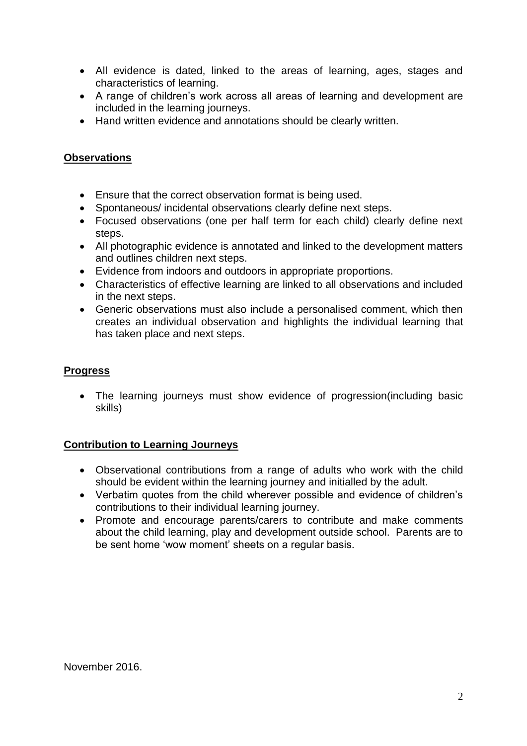- All evidence is dated, linked to the areas of learning, ages, stages and characteristics of learning.
- A range of children's work across all areas of learning and development are included in the learning journeys.
- Hand written evidence and annotations should be clearly written.

## Observations

- Ensure that the correct observation format is being used.
- Spontaneous/ incidental observations clearly define next steps.
- Focused observations (one per half term for each child) clearly define next steps.
- All photographic evidence is annotated and linked to the development matters and outlines children next steps.
- Evidence from indoors and outdoors in appropriate proportions.
- Characteristics of effective learning are linked to all observations and included in the next steps.
- Generic observations must also include a personalised comment, which then creates an individual observation and highlights the individual learning that has taken place and next steps.

## Progress

- The learning journeys must show evidence of progression(including basic skills)

## Contribution to Learning Journeys

- Observational contributions from a range of adults who work with the child should be evident within the learning journey and initialled by the adult.
- Verbatim quotes from the child wherever possible and evidence of children's contributions to their individual learning journey.
- Promote and encourage parents/carers to contribute and make comments about the child learning, play and development outside school. Parents are to be sent home 'wow moment' sheets on a regular basis.

November 2016.